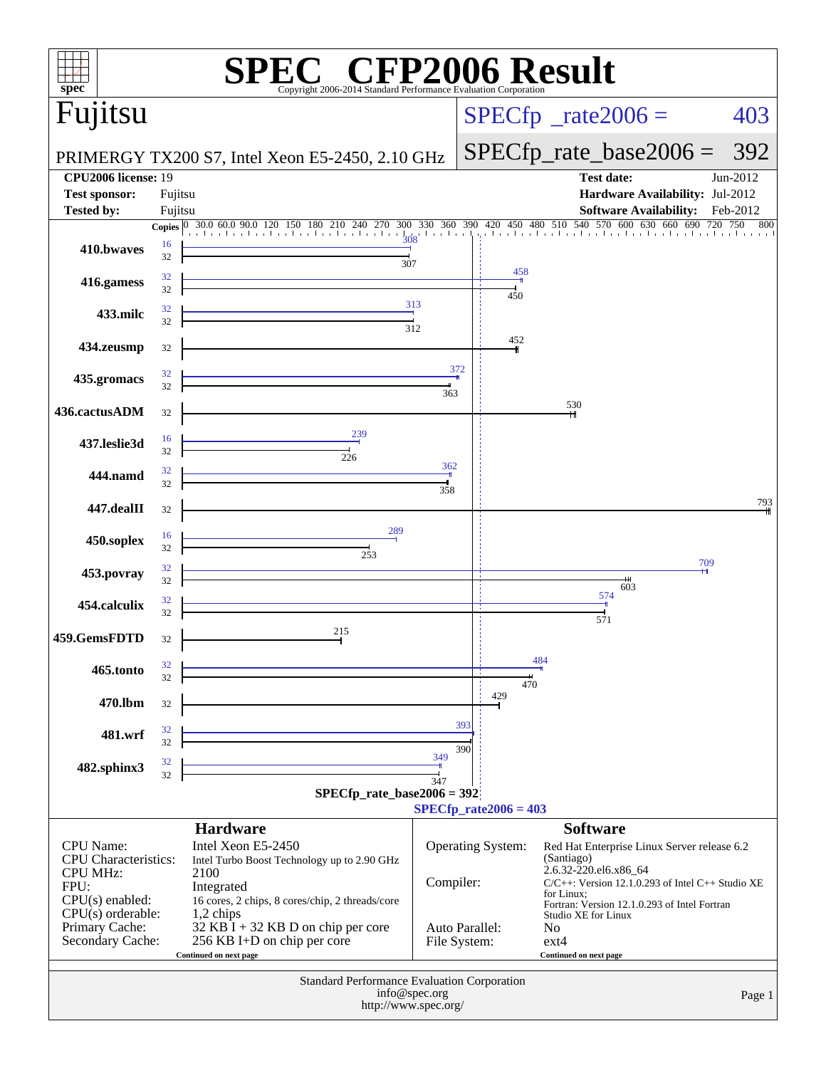# SPEC CFP2006 Result

Copyright 2006-2014 Standard Performance Evaluation Corporation

## Fujitsu

PRIMERGY TX200 S7, Intel Xeon E5-2450, 2.10 GHz

SPECfp_rate2006 = 403

SPECfp_rate_base2006 = 392

| | | | |
|---|---|---|---|
| **CPU2006 license:** | 19 | **Test date:** | Jun-2012 |
| **Test sponsor:** | Fujitsu | **Hardware Availability:** | Jul-2012 |
| **Tested by:** | Fujitsu | **Software Availability:** | Feb-2012 |

| Benchmark | Copies (peak) | Peak | Copies (base) | Base |
|---|---|---|---|---|
| 410.bwaves | 16 | 308 | 32 | 307 |
| 416.gamess | 32 | 458 | 32 | 450 |
| 433.milc | 32 | 313 | 32 | 312 |
| 434.zeusmp | | | 32 | 452 |
| 435.gromacs | 32 | 372 | 32 | 363 |
| 436.cactusADM | | | 32 | 530 |
| 437.leslie3d | 16 | 239 | 32 | 226 |
| 444.namd | 32 | 362 | 32 | 358 |
| 447.dealII | | | 32 | 793 |
| 450.soplex | 16 | 289 | 32 | 253 |
| 453.povray | 32 | 709 | 32 | 603 |
| 454.calculix | 32 | 574 | 32 | 571 |
| 459.GemsFDTD | | | 32 | 215 |
| 465.tonto | 32 | 484 | 32 | 470 |
| 470.lbm | | | 32 | 429 |
| 481.wrf | 32 | 393 | 32 | 390 |
| 482.sphinx3 | 32 | 349 | 32 | 347 |

SPECfp_rate_base2006 = 392

SPECfp_rate2006 = 403

### Hardware

| | |
|---|---|
| CPU Name: | Intel Xeon E5-2450 |
| CPU Characteristics: | Intel Turbo Boost Technology up to 2.90 GHz |
| CPU MHz: | 2100 |
| FPU: | Integrated |
| CPU(s) enabled: | 16 cores, 2 chips, 8 cores/chip, 2 threads/core |
| CPU(s) orderable: | 1,2 chips |
| Primary Cache: | 32 KB I + 32 KB D on chip per core |
| Secondary Cache: | 256 KB I+D on chip per core |

Continued on next page

### Software

| | |
|---|---|
| Operating System: | Red Hat Enterprise Linux Server release 6.2 (Santiago) 2.6.32-220.el6.x86_64 |
| Compiler: | C/C++: Version 12.1.0.293 of Intel C++ Studio XE for Linux; Fortran: Version 12.1.0.293 of Intel Fortran Studio XE for Linux |
| Auto Parallel: | No |
| File System: | ext4 |

Continued on next page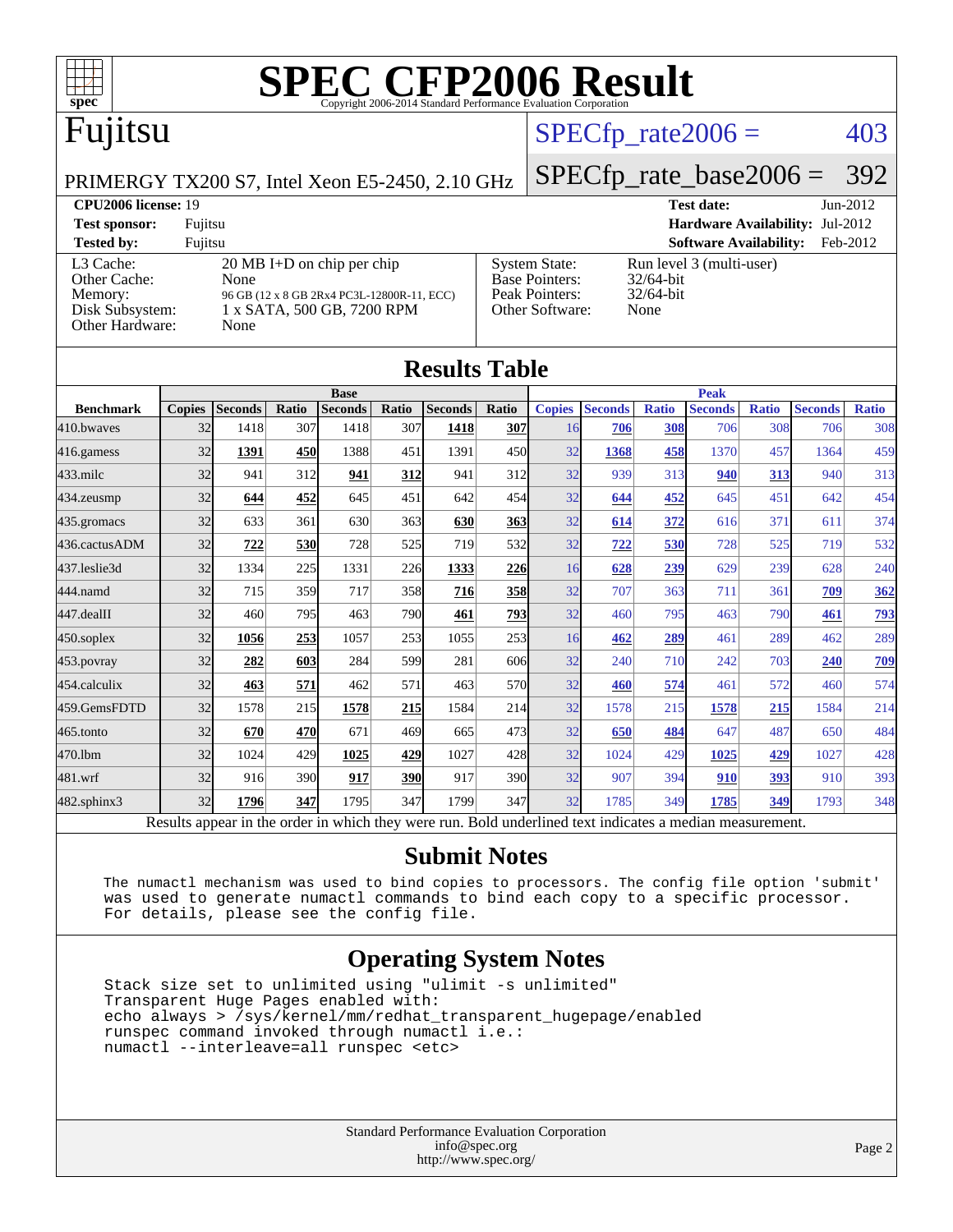# SPEC CFP2006 Result

Copyright 2006-2014 Standard Performance Evaluation Corporation

## Fujitsu

PRIMERGY TX200 S7, Intel Xeon E5-2450, 2.10 GHz

SPECfp_rate2006 = 403

SPECfp_rate_base2006 = 392

| | | | |
|---|---|---|---|
| **CPU2006 license:** 19 | | **Test date:** | Jun-2012 |
| **Test sponsor:** | Fujitsu | **Hardware Availability:** | Jul-2012 |
| **Tested by:** | Fujitsu | **Software Availability:** | Feb-2012 |

| | | | |
|---|---|---|---|
| L3 Cache: | 20 MB I+D on chip per chip | System State: | Run level 3 (multi-user) |
| Other Cache: | None | Base Pointers: | 32/64-bit |
| Memory: | 96 GB (12 x 8 GB 2Rx4 PC3L-12800R-11, ECC) | Peak Pointers: | 32/64-bit |
| Disk Subsystem: | 1 x SATA, 500 GB, 7200 RPM | Other Software: | None |
| Other Hardware: | None | | |

## Results Table

| Benchmark | Base | | | | | | | Peak | | | | | | |
|---|---|---|---|---|---|---|---|---|---|---|---|---|---|---|
| | Copies | Seconds | Ratio | Seconds | Ratio | Seconds | Ratio | Copies | Seconds | Ratio | Seconds | Ratio | Seconds | Ratio |
| 410.bwaves | 32 | 1418 | 307 | 1418 | 307 | **1418** | **307** | 16 | **706** | **308** | 706 | 308 | 706 | 308 |
| 416.gamess | 32 | **1391** | **450** | 1388 | 451 | 1391 | 450 | 32 | **1368** | **458** | 1370 | 457 | 1364 | 459 |
| 433.milc | 32 | 941 | 312 | **941** | **312** | 941 | 312 | 32 | 939 | 313 | **940** | **313** | 940 | 313 |
| 434.zeusmp | 32 | **644** | **452** | 645 | 451 | 642 | 454 | 32 | **644** | **452** | 645 | 451 | 642 | 454 |
| 435.gromacs | 32 | 633 | 361 | 630 | 363 | **630** | **363** | 32 | **614** | **372** | 616 | 371 | 611 | 374 |
| 436.cactusADM | 32 | **722** | **530** | 728 | 525 | 719 | 532 | 32 | **722** | **530** | 728 | 525 | 719 | 532 |
| 437.leslie3d | 32 | 1334 | 225 | 1331 | 226 | **1333** | **226** | 16 | **628** | **239** | 629 | 239 | 628 | 240 |
| 444.namd | 32 | 715 | 359 | 717 | 358 | **716** | **358** | 32 | 707 | 363 | 711 | 361 | **709** | **362** |
| 447.dealII | 32 | 460 | 795 | 463 | 790 | **461** | **793** | 32 | 460 | 795 | 463 | 790 | **461** | **793** |
| 450.soplex | 32 | **1056** | **253** | 1057 | 253 | 1055 | 253 | 16 | **462** | **289** | 461 | 289 | 462 | 289 |
| 453.povray | 32 | **282** | **603** | 284 | 599 | 281 | 606 | 32 | 240 | 710 | 242 | 703 | **240** | **709** |
| 454.calculix | 32 | **463** | **571** | 462 | 571 | 463 | 570 | 32 | **460** | **574** | 461 | 572 | 460 | 574 |
| 459.GemsFDTD | 32 | 1578 | 215 | **1578** | **215** | 1584 | 214 | 32 | 1578 | 215 | **1578** | **215** | 1584 | 214 |
| 465.tonto | 32 | **670** | **470** | 671 | 469 | 665 | 473 | 32 | **650** | **484** | 647 | 487 | 650 | 484 |
| 470.lbm | 32 | 1024 | 429 | **1025** | **429** | 1027 | 428 | 32 | 1024 | 429 | **1025** | **429** | 1027 | 428 |
| 481.wrf | 32 | 916 | 390 | **917** | **390** | 917 | 390 | 32 | 907 | 394 | **910** | **393** | 910 | 393 |
| 482.sphinx3 | 32 | **1796** | **347** | 1795 | 347 | 1799 | 347 | 32 | 1785 | 349 | **1785** | **349** | 1793 | 348 |

Results appear in the order in which they were run. Bold underlined text indicates a median measurement.

## Submit Notes

```
The numactl mechanism was used to bind copies to processors. The config file option 'submit'
was used to generate numactl commands to bind each copy to a specific processor.
For details, please see the config file.
```

## Operating System Notes

```
Stack size set to unlimited using "ulimit -s unlimited"
Transparent Huge Pages enabled with:
echo always > /sys/kernel/mm/redhat_transparent_hugepage/enabled
runspec command invoked through numactl i.e.:
numactl --interleave=all runspec <etc>
```

Standard Performance Evaluation Corporation
info@spec.org
http://www.spec.org/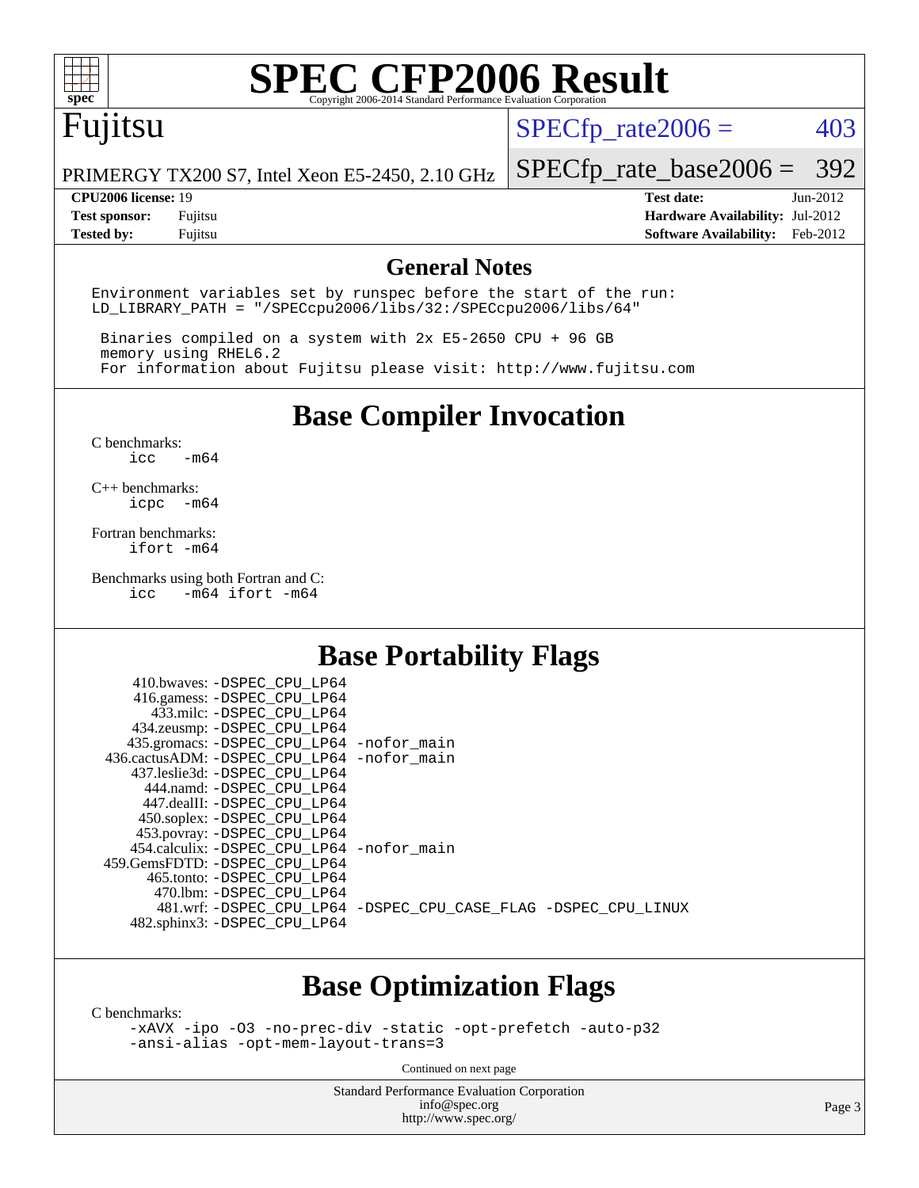# SPEC CFP2006 Result

Copyright 2006-2014 Standard Performance Evaluation Corporation

## Fujitsu

PRIMERGY TX200 S7, Intel Xeon E5-2450, 2.10 GHz

SPECfp_rate2006 = 403

SPECfp_rate_base2006 = 392

| | | | |
|---|---|---|---|
| **CPU2006 license:** | 19 | **Test date:** | Jun-2012 |
| **Test sponsor:** | Fujitsu | **Hardware Availability:** | Jul-2012 |
| **Tested by:** | Fujitsu | **Software Availability:** | Feb-2012 |

## General Notes

```
Environment variables set by runspec before the start of the run:
LD_LIBRARY_PATH = "/SPECcpu2006/libs/32:/SPECcpu2006/libs/64"

 Binaries compiled on a system with 2x E5-2650 CPU + 96 GB
 memory using RHEL6.2
 For information about Fujitsu please visit: http://www.fujitsu.com
```

## Base Compiler Invocation

C benchmarks:
```
icc   -m64
```

C++ benchmarks:
```
icpc  -m64
```

Fortran benchmarks:
```
ifort -m64
```

Benchmarks using both Fortran and C:
```
icc   -m64 ifort -m64
```

## Base Portability Flags

```
     410.bwaves: -DSPEC_CPU_LP64
     416.gamess: -DSPEC_CPU_LP64
       433.milc: -DSPEC_CPU_LP64
     434.zeusmp: -DSPEC_CPU_LP64
    435.gromacs: -DSPEC_CPU_LP64 -nofor_main
 436.cactusADM: -DSPEC_CPU_LP64 -nofor_main
    437.leslie3d: -DSPEC_CPU_LP64
      444.namd: -DSPEC_CPU_LP64
     447.dealII: -DSPEC_CPU_LP64
     450.soplex: -DSPEC_CPU_LP64
     453.povray: -DSPEC_CPU_LP64
   454.calculix: -DSPEC_CPU_LP64 -nofor_main
 459.GemsFDTD: -DSPEC_CPU_LP64
      465.tonto: -DSPEC_CPU_LP64
        470.lbm: -DSPEC_CPU_LP64
        481.wrf: -DSPEC_CPU_LP64 -DSPEC_CPU_CASE_FLAG -DSPEC_CPU_LINUX
    482.sphinx3: -DSPEC_CPU_LP64
```

## Base Optimization Flags

C benchmarks:
```
-xAVX -ipo -O3 -no-prec-div -static -opt-prefetch -auto-p32
-ansi-alias -opt-mem-layout-trans=3
```

Continued on next page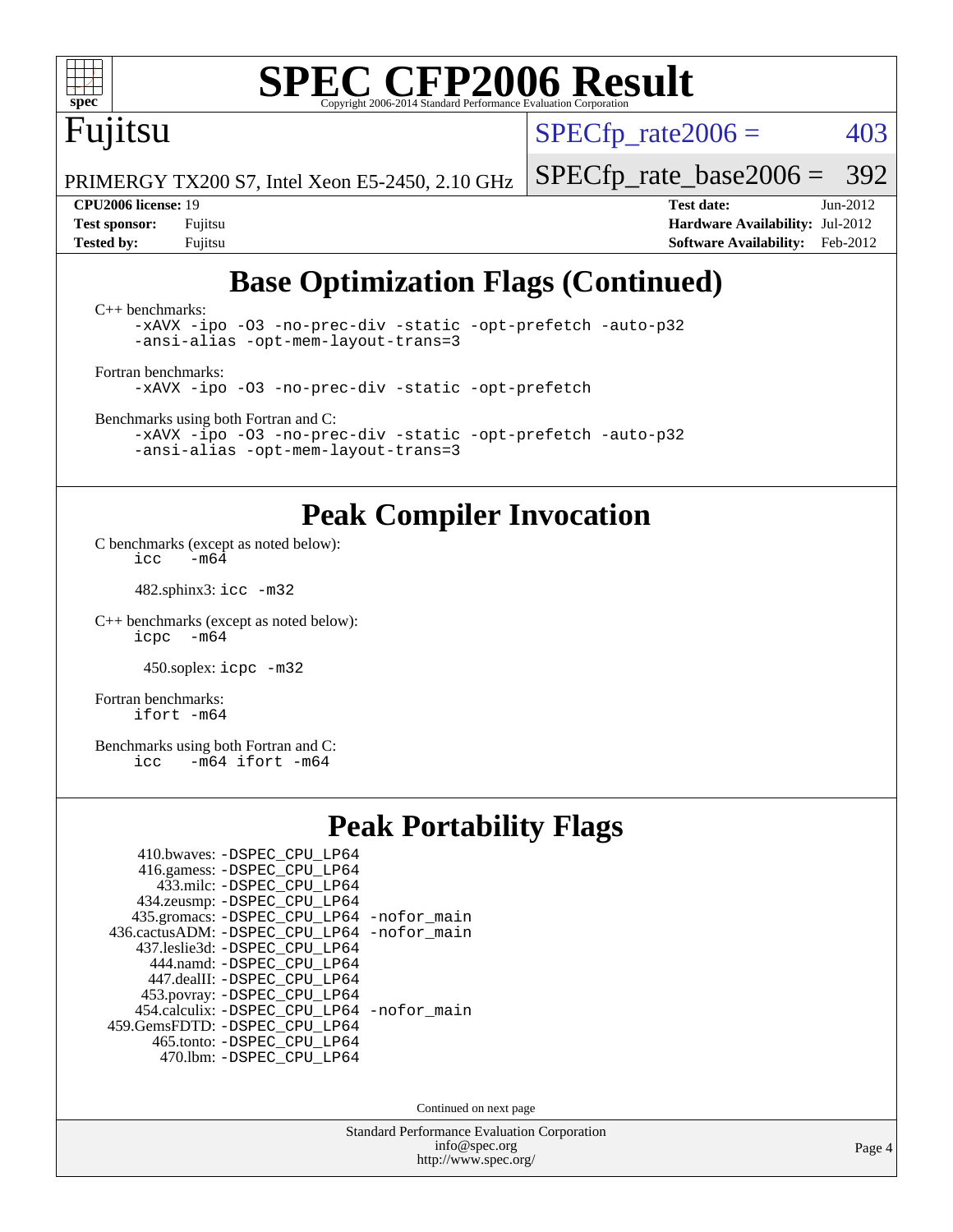# SPEC CFP2006 Result

Copyright 2006-2014 Standard Performance Evaluation Corporation

**Fujitsu**

PRIMERGY TX200 S7, Intel Xeon E5-2450, 2.10 GHz

SPECfp_rate2006 = 403

SPECfp_rate_base2006 = 392

**CPU2006 license:** 19
**Test sponsor:** Fujitsu
**Tested by:** Fujitsu

**Test date:** Jun-2012
**Hardware Availability:** Jul-2012
**Software Availability:** Feb-2012

## Base Optimization Flags (Continued)

C++ benchmarks:
```
-xAVX -ipo -O3 -no-prec-div -static -opt-prefetch -auto-p32
-ansi-alias -opt-mem-layout-trans=3
```

Fortran benchmarks:
```
-xAVX -ipo -O3 -no-prec-div -static -opt-prefetch
```

Benchmarks using both Fortran and C:
```
-xAVX -ipo -O3 -no-prec-div -static -opt-prefetch -auto-p32
-ansi-alias -opt-mem-layout-trans=3
```

## Peak Compiler Invocation

C benchmarks (except as noted below):
```
icc   -m64
```

482.sphinx3: `icc -m32`

C++ benchmarks (except as noted below):
```
icpc  -m64
```

450.soplex: `icpc -m32`

Fortran benchmarks:
```
ifort -m64
```

Benchmarks using both Fortran and C:
```
icc   -m64 ifort -m64
```

## Peak Portability Flags

```
     410.bwaves: -DSPEC_CPU_LP64
     416.gamess: -DSPEC_CPU_LP64
       433.milc: -DSPEC_CPU_LP64
     434.zeusmp: -DSPEC_CPU_LP64
    435.gromacs: -DSPEC_CPU_LP64 -nofor_main
 436.cactusADM: -DSPEC_CPU_LP64 -nofor_main
    437.leslie3d: -DSPEC_CPU_LP64
       444.namd: -DSPEC_CPU_LP64
     447.dealII: -DSPEC_CPU_LP64
     453.povray: -DSPEC_CPU_LP64
    454.calculix: -DSPEC_CPU_LP64 -nofor_main
 459.GemsFDTD: -DSPEC_CPU_LP64
      465.tonto: -DSPEC_CPU_LP64
        470.lbm: -DSPEC_CPU_LP64
```

Continued on next page

Standard Performance Evaluation Corporation
info@spec.org
http://www.spec.org/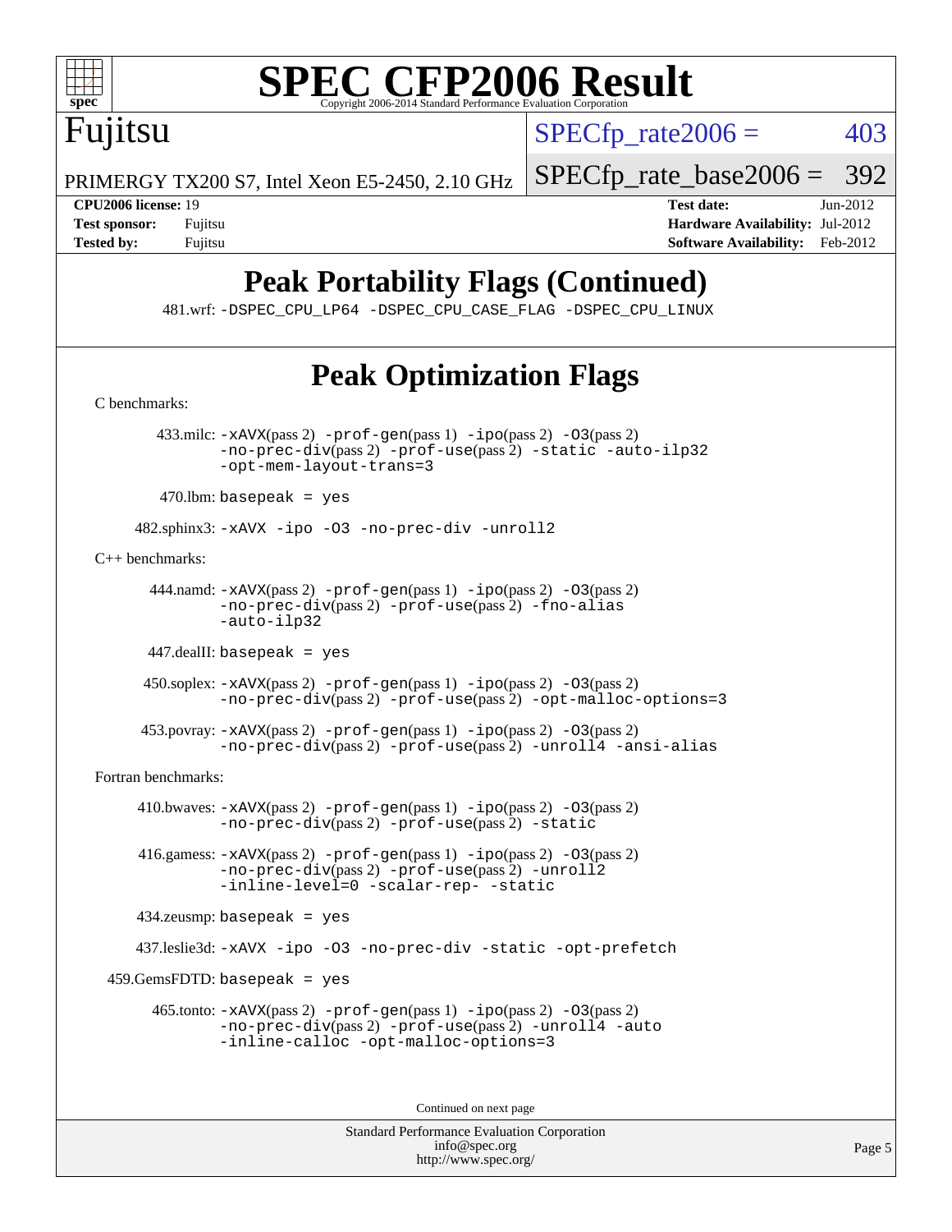# SPEC CFP2006 Result

Copyright 2006-2014 Standard Performance Evaluation Corporation

**Fujitsu**

PRIMERGY TX200 S7, Intel Xeon E5-2450, 2.10 GHz

SPECfp_rate2006 = 403

SPECfp_rate_base2006 = 392

**CPU2006 license:** 19
**Test sponsor:** Fujitsu
**Tested by:** Fujitsu

**Test date:** Jun-2012
**Hardware Availability:** Jul-2012
**Software Availability:** Feb-2012

## Peak Portability Flags (Continued)

481.wrf: -DSPEC_CPU_LP64 -DSPEC_CPU_CASE_FLAG -DSPEC_CPU_LINUX

## Peak Optimization Flags

C benchmarks:

433.milc: -xAVX(pass 2) -prof-gen(pass 1) -ipo(pass 2) -O3(pass 2) -no-prec-div(pass 2) -prof-use(pass 2) -static -auto-ilp32 -opt-mem-layout-trans=3

470.lbm: basepeak = yes

482.sphinx3: -xAVX -ipo -O3 -no-prec-div -unroll2

C++ benchmarks:

444.namd: -xAVX(pass 2) -prof-gen(pass 1) -ipo(pass 2) -O3(pass 2) -no-prec-div(pass 2) -prof-use(pass 2) -fno-alias -auto-ilp32

447.dealII: basepeak = yes

450.soplex: -xAVX(pass 2) -prof-gen(pass 1) -ipo(pass 2) -O3(pass 2) -no-prec-div(pass 2) -prof-use(pass 2) -opt-malloc-options=3

453.povray: -xAVX(pass 2) -prof-gen(pass 1) -ipo(pass 2) -O3(pass 2) -no-prec-div(pass 2) -prof-use(pass 2) -unroll4 -ansi-alias

Fortran benchmarks:

410.bwaves: -xAVX(pass 2) -prof-gen(pass 1) -ipo(pass 2) -O3(pass 2) -no-prec-div(pass 2) -prof-use(pass 2) -static

416.gamess: -xAVX(pass 2) -prof-gen(pass 1) -ipo(pass 2) -O3(pass 2) -no-prec-div(pass 2) -prof-use(pass 2) -unroll2 -inline-level=0 -scalar-rep- -static

434.zeusmp: basepeak = yes

437.leslie3d: -xAVX -ipo -O3 -no-prec-div -static -opt-prefetch

459.GemsFDTD: basepeak = yes

465.tonto: -xAVX(pass 2) -prof-gen(pass 1) -ipo(pass 2) -O3(pass 2) -no-prec-div(pass 2) -prof-use(pass 2) -unroll4 -auto -inline-calloc -opt-malloc-options=3

Continued on next page

Standard Performance Evaluation Corporation
info@spec.org
http://www.spec.org/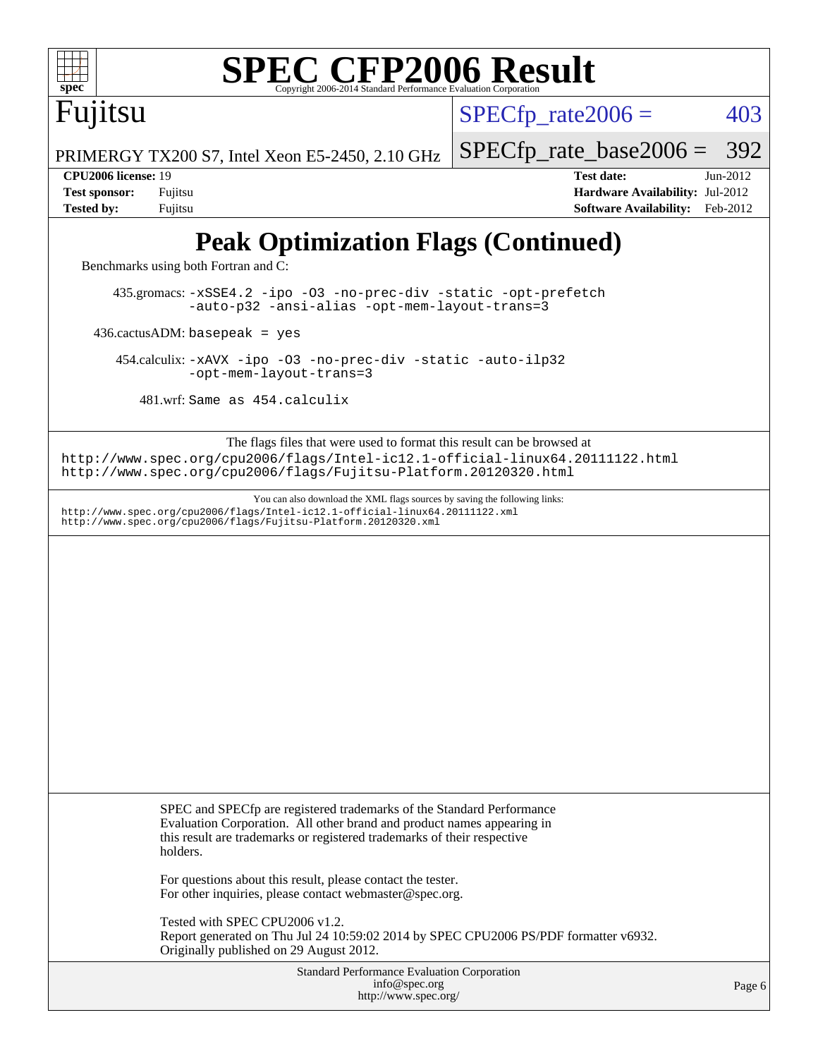# SPEC CFP2006 Result

Copyright 2006-2014 Standard Performance Evaluation Corporation

Fujitsu

PRIMERGY TX200 S7, Intel Xeon E5-2450, 2.10 GHz

SPECfp_rate2006 = 403

SPECfp_rate_base2006 = 392

**CPU2006 license:** 19
**Test sponsor:** Fujitsu
**Tested by:** Fujitsu

**Test date:** Jun-2012
**Hardware Availability:** Jul-2012
**Software Availability:** Feb-2012

## Peak Optimization Flags (Continued)

Benchmarks using both Fortran and C:

435.gromacs: `-xSSE4.2 -ipo -O3 -no-prec-div -static -opt-prefetch -auto-p32 -ansi-alias -opt-mem-layout-trans=3`

436.cactusADM: `basepeak = yes`

454.calculix: `-xAVX -ipo -O3 -no-prec-div -static -auto-ilp32 -opt-mem-layout-trans=3`

481.wrf: `Same as 454.calculix`

The flags files that were used to format this result can be browsed at
http://www.spec.org/cpu2006/flags/Intel-ic12.1-official-linux64.20111122.html
http://www.spec.org/cpu2006/flags/Fujitsu-Platform.20120320.html

You can also download the XML flags sources by saving the following links:
http://www.spec.org/cpu2006/flags/Intel-ic12.1-official-linux64.20111122.xml
http://www.spec.org/cpu2006/flags/Fujitsu-Platform.20120320.xml

SPEC and SPECfp are registered trademarks of the Standard Performance Evaluation Corporation. All other brand and product names appearing in this result are trademarks or registered trademarks of their respective holders.

For questions about this result, please contact the tester.
For other inquiries, please contact webmaster@spec.org.

Tested with SPEC CPU2006 v1.2.
Report generated on Thu Jul 24 10:59:02 2014 by SPEC CPU2006 PS/PDF formatter v6932.
Originally published on 29 August 2012.

Standard Performance Evaluation Corporation
info@spec.org
http://www.spec.org/